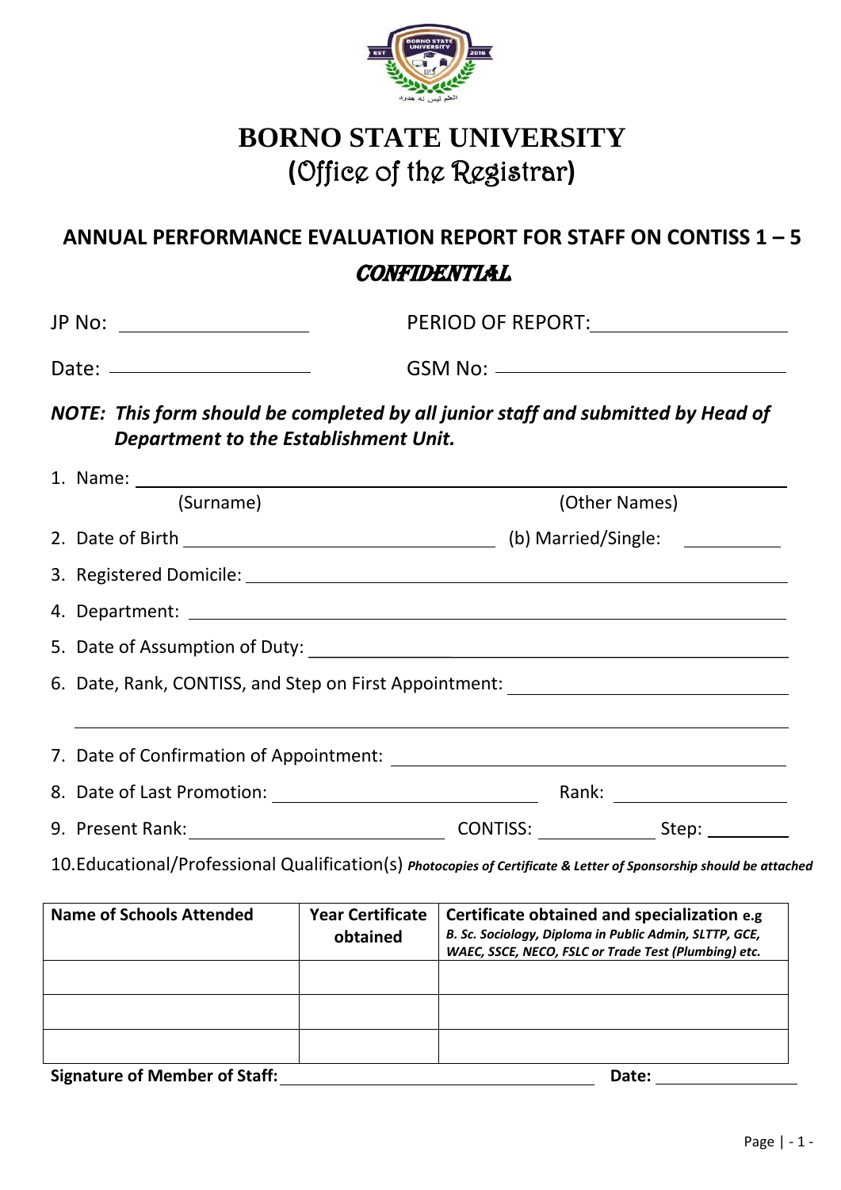# BORNO STATE UNIVERSITY
## (Office of the Registrar)

## ANNUAL PERFORMANCE EVALUATION REPORT FOR STAFF ON CONTISS 1 – 5

***CONFIDENTIAL***

JP No: ____________________ PERIOD OF REPORT: ____________________

Date: ____________________ GSM No: ______________________________

***NOTE: This form should be completed by all junior staff and submitted by Head of Department to the Establishment Unit.***

1. Name: ______________________________________________________________
   (Surname) (Other Names)
2. Date of Birth ______________________________ (b) Married/Single: __________
3. Registered Domicile: ______________________________________________________
4. Department: ____________________________________________________________
5. Date of Assumption of Duty: _______________________________________________
6. Date, Rank, CONTISS, and Step on First Appointment: ____________________________
   ______________________________________________________________________
7. Date of Confirmation of Appointment: _________________________________________
8. Date of Last Promotion: ___________________________ Rank: __________________
9. Present Rank: ___________________________ CONTISS: ____________ Step: ________
10. Educational/Professional Qualification(s) ***Photocopies of Certificate & Letter of Sponsorship should be attached***

| **Name of Schools Attended** | **Year Certificate obtained** | **Certificate obtained and specialization e.g** ***B. Sc. Sociology, Diploma in Public Admin, SLTTP, GCE, WAEC, SSCE, NECO, FSLC or Trade Test (Plumbing) etc.*** |
|---|---|---|
| | | |
| | | |
| | | |

**Signature of Member of Staff:** ______________________________ **Date:** ______________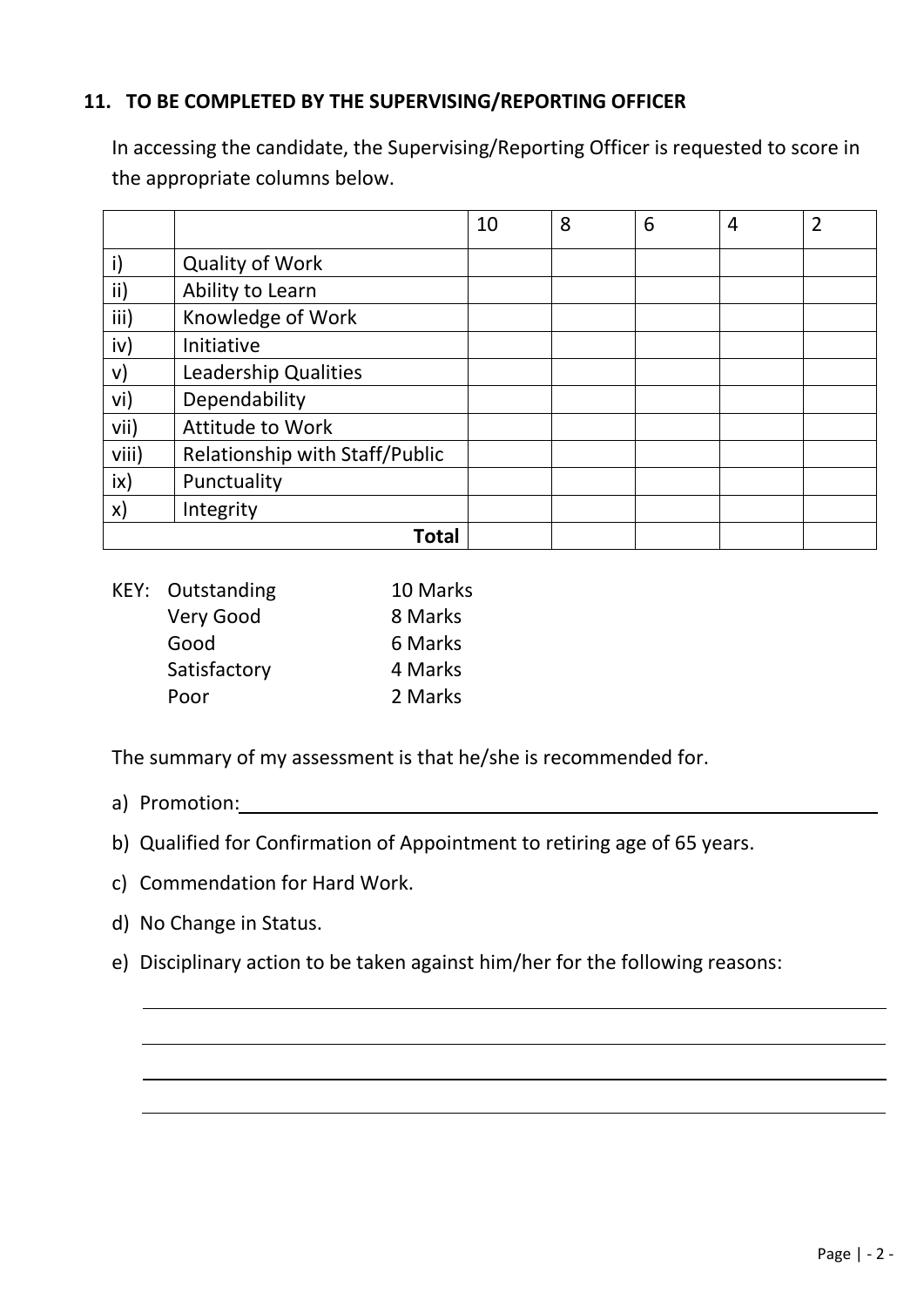### 11. TO BE COMPLETED BY THE SUPERVISING/REPORTING OFFICER

In accessing the candidate, the Supervising/Reporting Officer is requested to score in the appropriate columns below.

| | | 10 | 8 | 6 | 4 | 2 |
|---|---|---|---|---|---|---|
| i) | Quality of Work | | | | | |
| ii) | Ability to Learn | | | | | |
| iii) | Knowledge of Work | | | | | |
| iv) | Initiative | | | | | |
| v) | Leadership Qualities | | | | | |
| vi) | Dependability | | | | | |
| vii) | Attitude to Work | | | | | |
| viii) | Relationship with Staff/Public | | | | | |
| ix) | Punctuality | | | | | |
| x) | Integrity | | | | | |
| | **Total** | | | | | |

KEY:

| | |
|---|---|
| Outstanding | 10 Marks |
| Very Good | 8 Marks |
| Good | 6 Marks |
| Satisfactory | 4 Marks |
| Poor | 2 Marks |

The summary of my assessment is that he/she is recommended for.

a) Promotion: ______________________________________________

b) Qualified for Confirmation of Appointment to retiring age of 65 years.

c) Commendation for Hard Work.

d) No Change in Status.

e) Disciplinary action to be taken against him/her for the following reasons:

______________________________________________

______________________________________________

______________________________________________

______________________________________________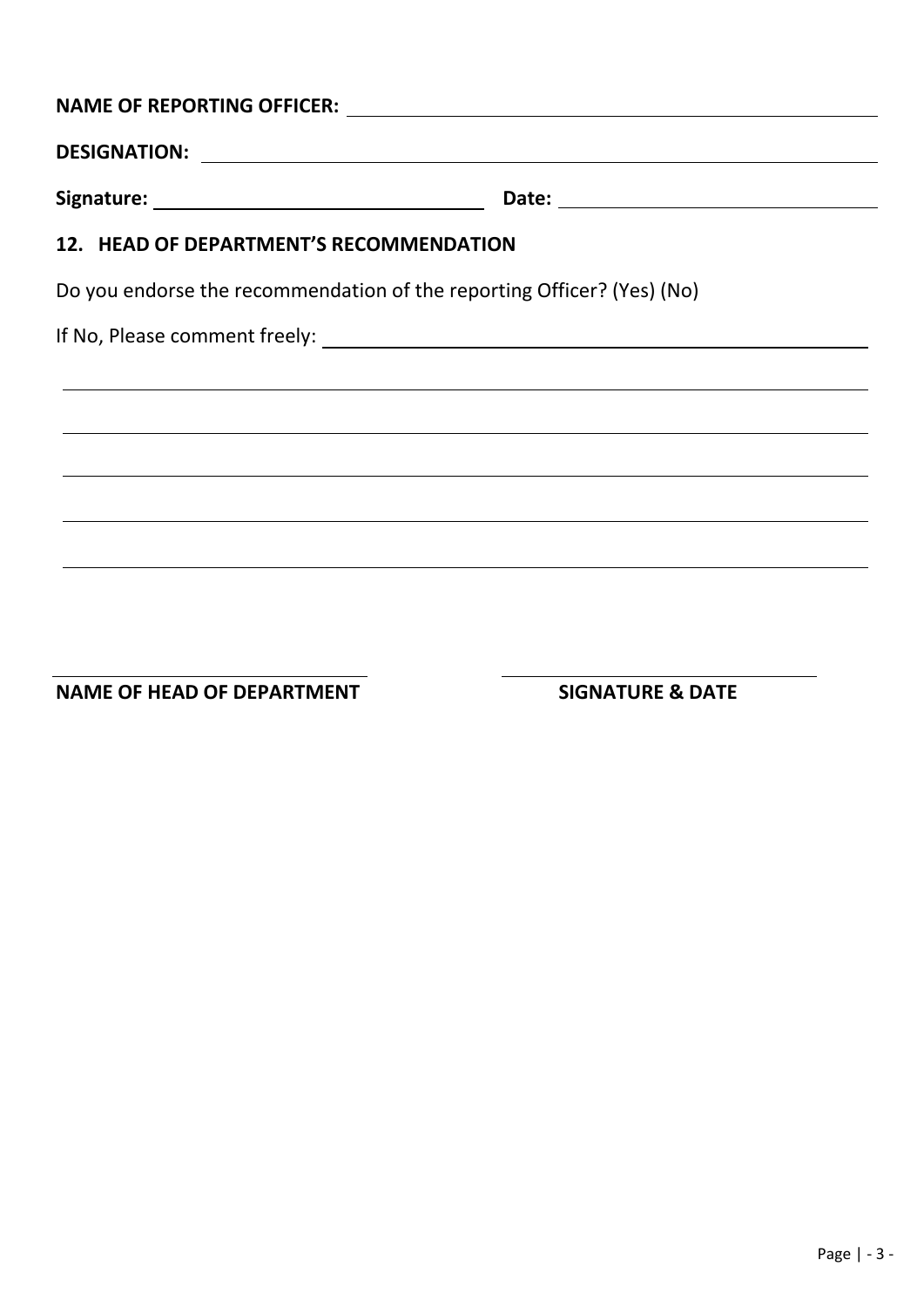**NAME OF REPORTING OFFICER:** ______________________________________________

**DESIGNATION:** ______________________________________________________

**Signature:** ______________________________ **Date:** ______________________________

## 12. HEAD OF DEPARTMENT'S RECOMMENDATION

Do you endorse the recommendation of the reporting Officer? (Yes) (No)

If No, Please comment freely: ______________________________________________

_______________________________________________________________________

_______________________________________________________________________

_______________________________________________________________________

_______________________________________________________________________

_______________________________________________________________________

______________________________ ______________________________

**NAME OF HEAD OF DEPARTMENT** **SIGNATURE & DATE**